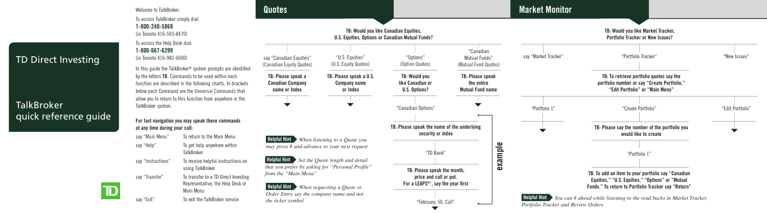# TD Direct Investing

## TalkBroker quick reference guide

Welcome to TalkBroker.

To access TalkBroker simply dial:
**1-800-240-5869**
(in Toronto 416-593-8470)

To access the Help Desk dial:
**1-800-667-6299**
(in Toronto 416-982-6000)

In this guide the TalkBroker® system prompts are identified by the letters **TB**. Commands to be used within each function are described in the following charts. In brackets below each Command are the Universal Commands that allow you to return to this function from anywhere in the TalkBroker system.

**For fast navigation you may speak these commands at any time during your call:**

| | |
|---|---|
| say "Main Menu" | To return to the Main Menu |
| say "Help" | To get help anywhere within TalkBroker |
| say "Instructions" | To receive helpful instructions on using TalkBroker |
| say "Transfer" | To transfer to a TD Direct Investing Representative, the Help Desk or Main Menu |
| say "Exit" | To exit the TalkBroker service |

## Quotes

**TB: Would you like Canadian Equities, U.S. Equities, Options or Canadian Mutual Funds?**

- say "Canadian Equities" (Canadian Equity Quotes)
  - **TB: Please speak a Canadian Company name or Index**
- "U.S. Equities" (U.S. Equity Quotes)
  - **TB: Please speak a U.S. Company name or Index**
- "Options" (Option Quotes)
  - **TB: Would you like Canadian or U.S. Options?**
  - "Canadian Options"
  - **TB: Please speak the name of the underlying security or index**
  - "TD Bank"
  - **TB: Please speak the month, price and call or put. For a LEAPS®¹, say the year first**
  - "February, 50, Call"
- "Canadian Mutual Funds" (Mutual Fund Quotes)
  - **TB: Please speak the entire Mutual Fund name**

example

**Helpful Hint** *When listening to a Quote you may press # and advance to your next request*

**Helpful Hint** *Set the Quote length and detail that you prefer by asking for "Personal Profile" from the "Main Menu"*

**Helpful Hint** *When requesting a Quote or Order Entry say the company name and not the ticker symbol*

## Market Monitor

**TB: Would you like Market Tracker, Portfolio Tracker or New Issues?**

- say "Market Tracker"
- "Portfolio Tracker"
  - **TB: To retrieve portfolio quotes say the portfolio number or say "Create Portfolio," "Edit Portfolio" or "Main Menu"**
  - "Portfolio 1"
  - "Create Portfolio"
    - **TB: Please say the number of the portfolio you would like to create**
    - "Portfolio 1"
    - **TB: To add an item to your portfolio say "Canadian Equities," "U.S. Equities," "Options" or "Mutual Funds." To return to Portfolio Tracker say "Return"**
  - "Edit Portfolio"
- "New Issues"

**Helpful Hint** *You can # ahead while listening to the read backs in Market Tracker, Portfolio Tracker and Review Orders*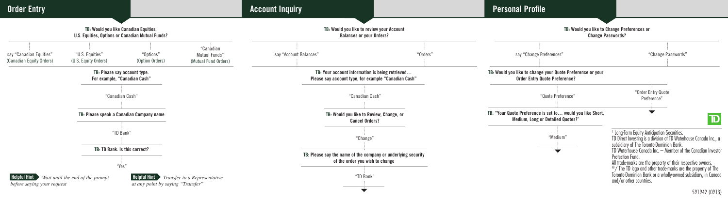## Order Entry

**TB: Would you like Canadian Equities, U.S. Equities, Options or Canadian Mutual Funds?**

say "Canadian Equities" (Canadian Equity Orders)

"U.S. Equities" (U.S. Equity Orders)

"Options" (Option Orders)

"Canadian Mutual Funds" (Mutual Fund Orders)

**TB: Please say account type. For example, "Canadian Cash"**

"Canadian Cash"

**TB: Please speak a Canadian Company name**

"TD Bank"

**TB: TD Bank. Is this correct?**

"Yes"

**Helpful Hint** *Wait until the end of the prompt before saying your request*

**Helpful Hint** *Transfer to a Representative at any point by saying "Transfer"*

## Account Inquiry

**TB: Would you like to review your Account Balances or your Orders?**

say "Account Balances"

"Orders"

**TB: Your account information is being retrieved… Please say account type, for example "Canadian Cash"**

"Canadian Cash"

**TB: Would you like to Review, Change, or Cancel Orders?**

"Change"

**TB: Please say the name of the company or underlying security of the order you wish to change**

"TD Bank"

## Personal Profile

**TB: Would you like to Change Preferences or Change Passwords?**

say "Change Preferences"

"Change Passwords"

**TB: Would you like to change your Quote Preference or your Order Entry Quote Preference?**

"Quote Preference"

"Order Entry Quote Preference"

**TB: "Your Quote Preference is set to… would you like Short, Medium, Long or Detailed Quotes?"**

"Medium"

[1] Long-Term Equity Anticipation Securities.
TD Direct Investing is a division of TD Waterhouse Canada Inc., a subsidiary of The Toronto-Dominion Bank.
TD Waterhouse Canada Inc. – Member of the Canadian Investor Protection Fund.
All trade-marks are the property of their respective owners.
®/ The TD logo and other trade-marks are the property of The Toronto-Dominion Bank or a wholly-owned subsidiary, in Canada and/or other countries.

591942 (0913)